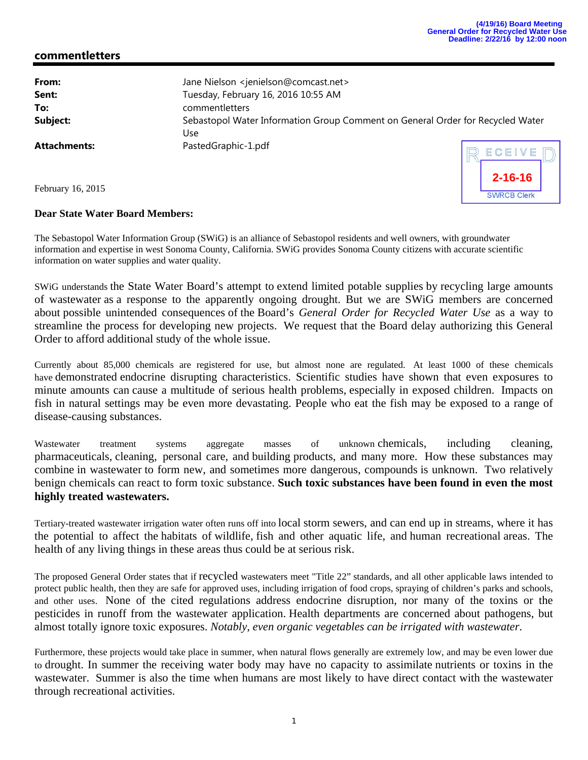(4/19/16) Board Meeting
General Order for Recycled Water Use
Deadline: 2/22/16 by 12:00 noon

## commentletters

**From:** Jane Nielson <jenielson@comcast.net>
**Sent:** Tuesday, February 16, 2016 10:55 AM
**To:** commentletters
**Subject:** Sebastopol Water Information Group Comment on General Order for Recycled Water Use
**Attachments:** PastedGraphic-1.pdf

RECEIVED
2-16-16
SWRCB Clerk

February 16, 2015

**Dear State Water Board Members:**

The Sebastopol Water Information Group (SWiG) is an alliance of Sebastopol residents and well owners, with groundwater information and expertise in west Sonoma County, California. SWiG provides Sonoma County citizens with accurate scientific information on water supplies and water quality.

SWiG understands the State Water Board's attempt to extend limited potable supplies by recycling large amounts of wastewater as a response to the apparently ongoing drought. But we are SWiG members are concerned about possible unintended consequences of the Board's *General Order for Recycled Water Use* as a way to streamline the process for developing new projects. We request that the Board delay authorizing this General Order to afford additional study of the whole issue.

Currently about 85,000 chemicals are registered for use, but almost none are regulated. At least 1000 of these chemicals have demonstrated endocrine disrupting characteristics. Scientific studies have shown that even exposures to minute amounts can cause a multitude of serious health problems, especially in exposed children. Impacts on fish in natural settings may be even more devastating. People who eat the fish may be exposed to a range of disease-causing substances.

Wastewater treatment systems aggregate masses of unknown chemicals, including cleaning, pharmaceuticals, cleaning, personal care, and building products, and many more. How these substances may combine in wastewater to form new, and sometimes more dangerous, compounds is unknown. Two relatively benign chemicals can react to form toxic substance. **Such toxic substances have been found in even the most highly treated wastewaters.**

Tertiary-treated wastewater irrigation water often runs off into local storm sewers, and can end up in streams, where it has the potential to affect the habitats of wildlife, fish and other aquatic life, and human recreational areas. The health of any living things in these areas thus could be at serious risk.

The proposed General Order states that if recycled wastewaters meet "Title 22" standards, and all other applicable laws intended to protect public health, then they are safe for approved uses, including irrigation of food crops, spraying of children's parks and schools, and other uses. None of the cited regulations address endocrine disruption, nor many of the toxins or the pesticides in runoff from the wastewater application. Health departments are concerned about pathogens, but almost totally ignore toxic exposures. *Notably, even organic vegetables can be irrigated with wastewater.*

Furthermore, these projects would take place in summer, when natural flows generally are extremely low, and may be even lower due to drought. In summer the receiving water body may have no capacity to assimilate nutrients or toxins in the wastewater. Summer is also the time when humans are most likely to have direct contact with the wastewater through recreational activities.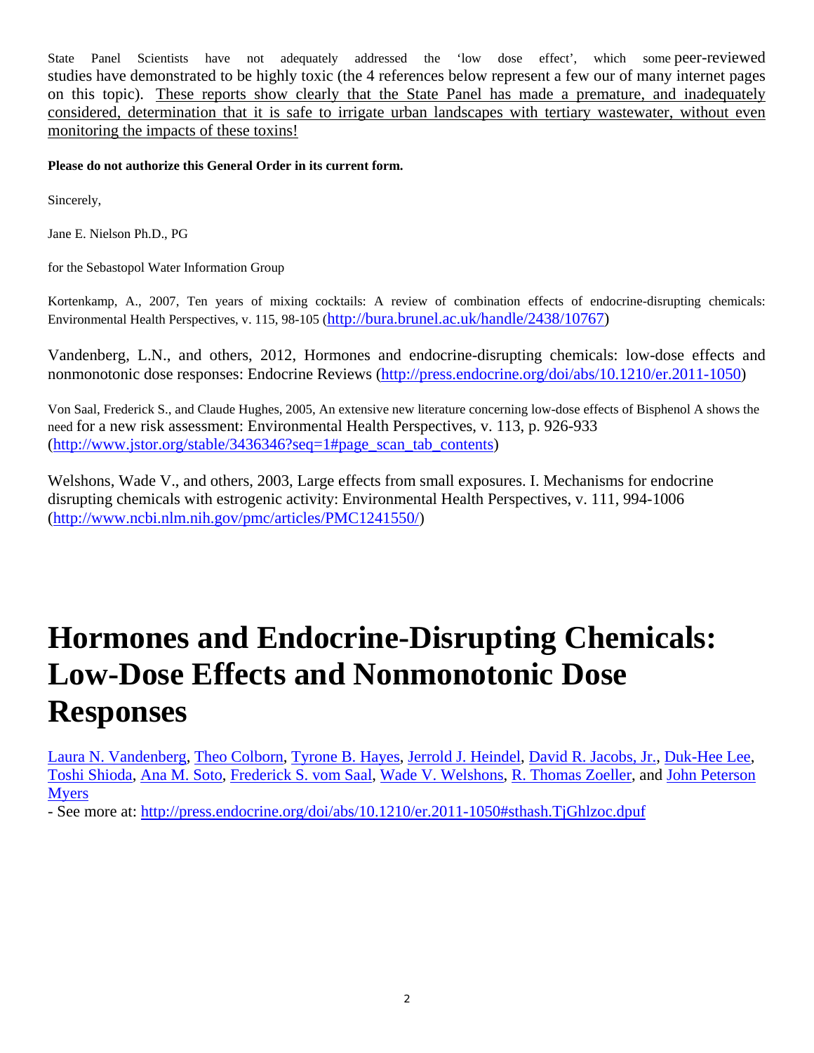State Panel Scientists have not adequately addressed the 'low dose effect', which some peer-reviewed studies have demonstrated to be highly toxic (the 4 references below represent a few our of many internet pages on this topic). These reports show clearly that the State Panel has made a premature, and inadequately considered, determination that it is safe to irrigate urban landscapes with tertiary wastewater, without even monitoring the impacts of these toxins!

**Please do not authorize this General Order in its current form.**

Sincerely,

Jane E. Nielson Ph.D., PG

for the Sebastopol Water Information Group

Kortenkamp, A., 2007, Ten years of mixing cocktails: A review of combination effects of endocrine-disrupting chemicals: Environmental Health Perspectives, v. 115, 98-105 (http://bura.brunel.ac.uk/handle/2438/10767)

Vandenberg, L.N., and others, 2012, Hormones and endocrine-disrupting chemicals: low-dose effects and nonmonotonic dose responses: Endocrine Reviews (http://press.endocrine.org/doi/abs/10.1210/er.2011-1050)

Von Saal, Frederick S., and Claude Hughes, 2005, An extensive new literature concerning low-dose effects of Bisphenol A shows the need for a new risk assessment: Environmental Health Perspectives, v. 113, p. 926-933 (http://www.jstor.org/stable/3436346?seq=1#page_scan_tab_contents)

Welshons, Wade V., and others, 2003, Large effects from small exposures. I. Mechanisms for endocrine disrupting chemicals with estrogenic activity: Environmental Health Perspectives, v. 111, 994-1006 (http://www.ncbi.nlm.nih.gov/pmc/articles/PMC1241550/)

# Hormones and Endocrine-Disrupting Chemicals: Low-Dose Effects and Nonmonotonic Dose Responses

Laura N. Vandenberg, Theo Colborn, Tyrone B. Hayes, Jerrold J. Heindel, David R. Jacobs, Jr., Duk-Hee Lee, Toshi Shioda, Ana M. Soto, Frederick S. vom Saal, Wade V. Welshons, R. Thomas Zoeller, and John Peterson Myers

- See more at: http://press.endocrine.org/doi/abs/10.1210/er.2011-1050#sthash.TjGhlzoc.dpuf